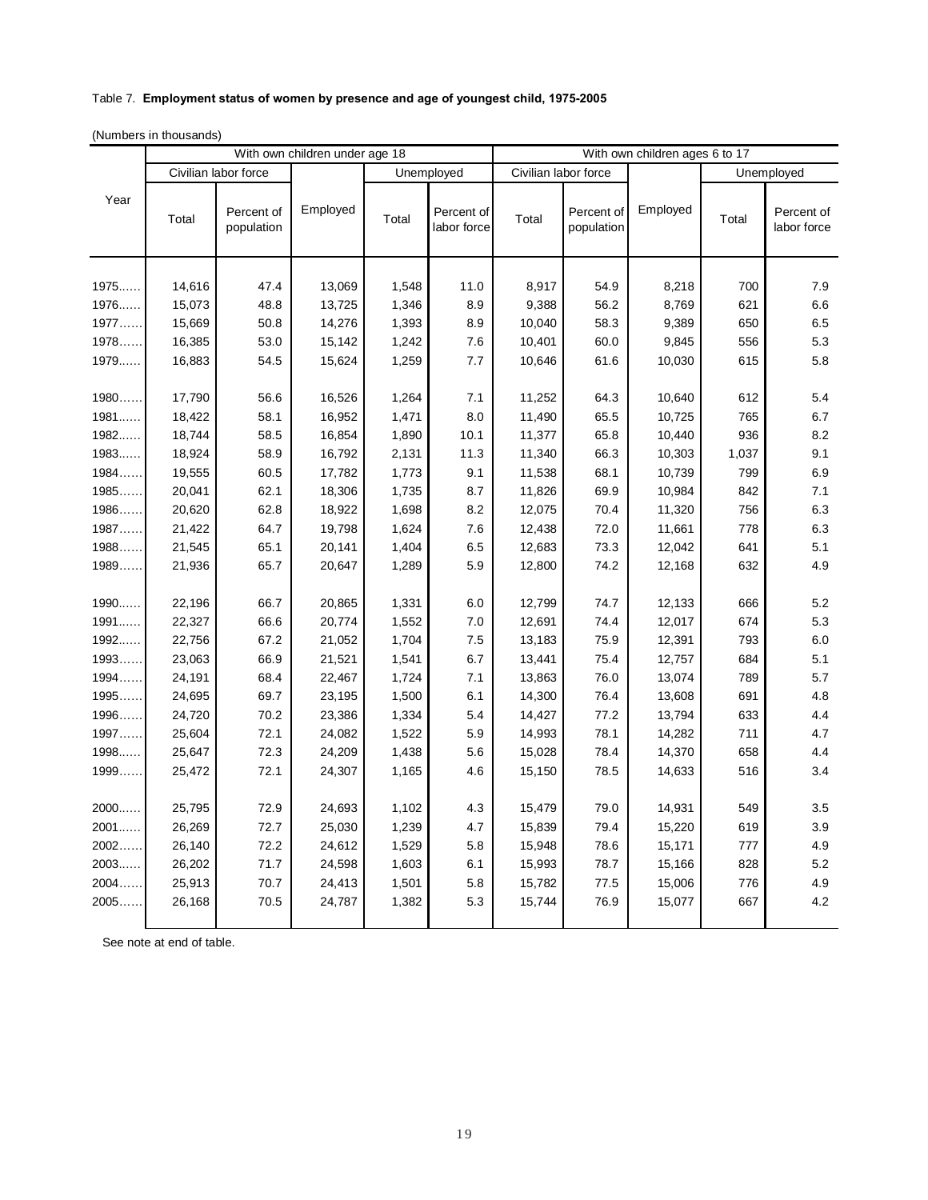Table 7. **Employment status of women by presence and age of youngest child, 1975-2005**

(Numbers in thousands)

| Year | With own children under age 18 | | | | | With own children ages 6 to 17 | | | | |
|---|---|---|---|---|---|---|---|---|---|---|
| | Civilian labor force | | Employed | Unemployed | | Civilian labor force | | Employed | Unemployed | |
| | Total | Percent of population | | Total | Percent of labor force | Total | Percent of population | | Total | Percent of labor force |
| 1975...... | 14,616 | 47.4 | 13,069 | 1,548 | 11.0 | 8,917 | 54.9 | 8,218 | 700 | 7.9 |
| 1976...... | 15,073 | 48.8 | 13,725 | 1,346 | 8.9 | 9,388 | 56.2 | 8,769 | 621 | 6.6 |
| 1977...... | 15,669 | 50.8 | 14,276 | 1,393 | 8.9 | 10,040 | 58.3 | 9,389 | 650 | 6.5 |
| 1978...... | 16,385 | 53.0 | 15,142 | 1,242 | 7.6 | 10,401 | 60.0 | 9,845 | 556 | 5.3 |
| 1979...... | 16,883 | 54.5 | 15,624 | 1,259 | 7.7 | 10,646 | 61.6 | 10,030 | 615 | 5.8 |
| 1980...... | 17,790 | 56.6 | 16,526 | 1,264 | 7.1 | 11,252 | 64.3 | 10,640 | 612 | 5.4 |
| 1981...... | 18,422 | 58.1 | 16,952 | 1,471 | 8.0 | 11,490 | 65.5 | 10,725 | 765 | 6.7 |
| 1982...... | 18,744 | 58.5 | 16,854 | 1,890 | 10.1 | 11,377 | 65.8 | 10,440 | 936 | 8.2 |
| 1983...... | 18,924 | 58.9 | 16,792 | 2,131 | 11.3 | 11,340 | 66.3 | 10,303 | 1,037 | 9.1 |
| 1984...... | 19,555 | 60.5 | 17,782 | 1,773 | 9.1 | 11,538 | 68.1 | 10,739 | 799 | 6.9 |
| 1985...... | 20,041 | 62.1 | 18,306 | 1,735 | 8.7 | 11,826 | 69.9 | 10,984 | 842 | 7.1 |
| 1986...... | 20,620 | 62.8 | 18,922 | 1,698 | 8.2 | 12,075 | 70.4 | 11,320 | 756 | 6.3 |
| 1987...... | 21,422 | 64.7 | 19,798 | 1,624 | 7.6 | 12,438 | 72.0 | 11,661 | 778 | 6.3 |
| 1988...... | 21,545 | 65.1 | 20,141 | 1,404 | 6.5 | 12,683 | 73.3 | 12,042 | 641 | 5.1 |
| 1989...... | 21,936 | 65.7 | 20,647 | 1,289 | 5.9 | 12,800 | 74.2 | 12,168 | 632 | 4.9 |
| 1990...... | 22,196 | 66.7 | 20,865 | 1,331 | 6.0 | 12,799 | 74.7 | 12,133 | 666 | 5.2 |
| 1991...... | 22,327 | 66.6 | 20,774 | 1,552 | 7.0 | 12,691 | 74.4 | 12,017 | 674 | 5.3 |
| 1992...... | 22,756 | 67.2 | 21,052 | 1,704 | 7.5 | 13,183 | 75.9 | 12,391 | 793 | 6.0 |
| 1993...... | 23,063 | 66.9 | 21,521 | 1,541 | 6.7 | 13,441 | 75.4 | 12,757 | 684 | 5.1 |
| 1994...... | 24,191 | 68.4 | 22,467 | 1,724 | 7.1 | 13,863 | 76.0 | 13,074 | 789 | 5.7 |
| 1995...... | 24,695 | 69.7 | 23,195 | 1,500 | 6.1 | 14,300 | 76.4 | 13,608 | 691 | 4.8 |
| 1996...... | 24,720 | 70.2 | 23,386 | 1,334 | 5.4 | 14,427 | 77.2 | 13,794 | 633 | 4.4 |
| 1997...... | 25,604 | 72.1 | 24,082 | 1,522 | 5.9 | 14,993 | 78.1 | 14,282 | 711 | 4.7 |
| 1998...... | 25,647 | 72.3 | 24,209 | 1,438 | 5.6 | 15,028 | 78.4 | 14,370 | 658 | 4.4 |
| 1999...... | 25,472 | 72.1 | 24,307 | 1,165 | 4.6 | 15,150 | 78.5 | 14,633 | 516 | 3.4 |
| 2000...... | 25,795 | 72.9 | 24,693 | 1,102 | 4.3 | 15,479 | 79.0 | 14,931 | 549 | 3.5 |
| 2001...... | 26,269 | 72.7 | 25,030 | 1,239 | 4.7 | 15,839 | 79.4 | 15,220 | 619 | 3.9 |
| 2002...... | 26,140 | 72.2 | 24,612 | 1,529 | 5.8 | 15,948 | 78.6 | 15,171 | 777 | 4.9 |
| 2003...... | 26,202 | 71.7 | 24,598 | 1,603 | 6.1 | 15,993 | 78.7 | 15,166 | 828 | 5.2 |
| 2004...... | 25,913 | 70.7 | 24,413 | 1,501 | 5.8 | 15,782 | 77.5 | 15,006 | 776 | 4.9 |
| 2005...... | 26,168 | 70.5 | 24,787 | 1,382 | 5.3 | 15,744 | 76.9 | 15,077 | 667 | 4.2 |

See note at end of table.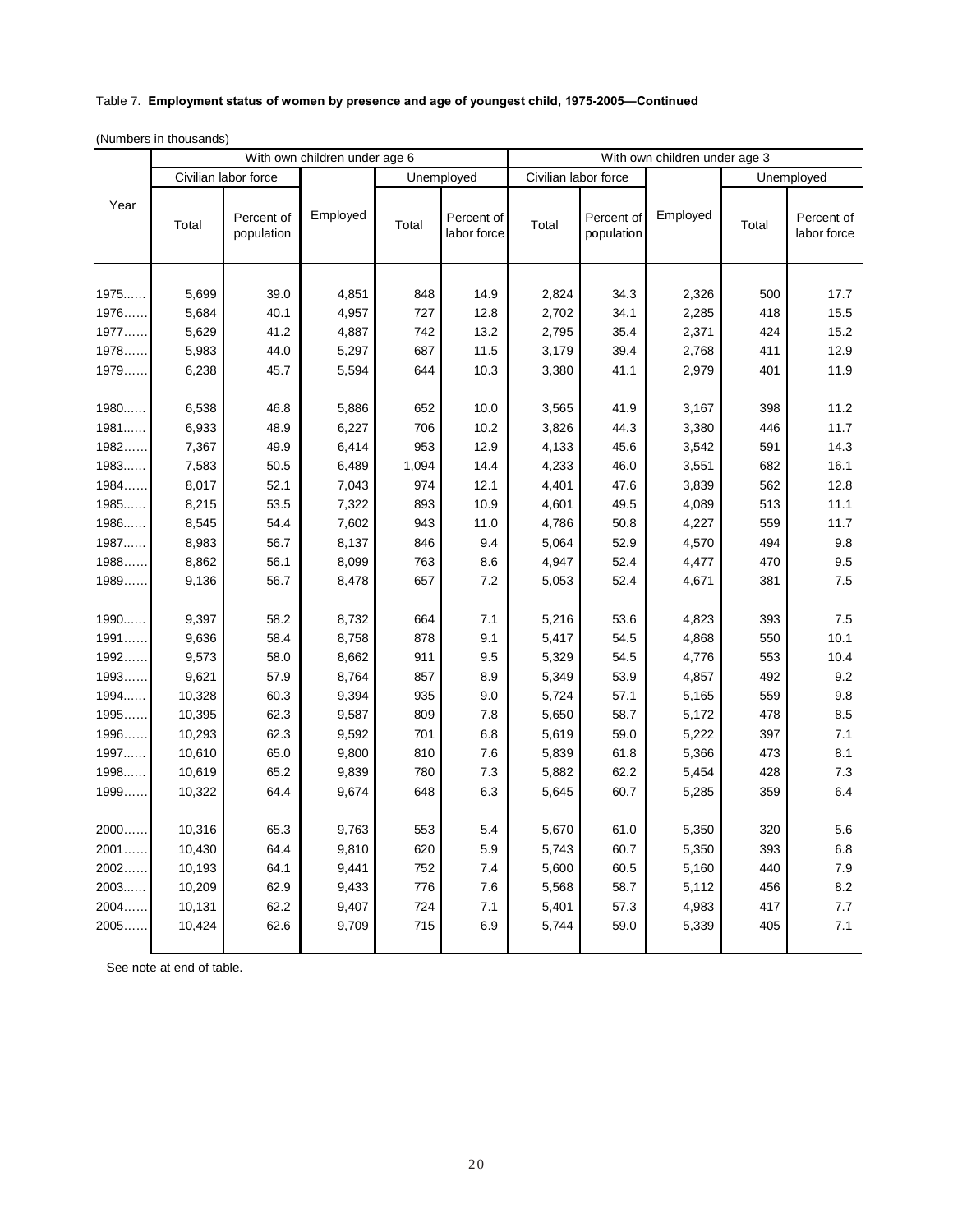Table 7. **Employment status of women by presence and age of youngest child, 1975-2005—Continued**

(Numbers in thousands)

| Year | With own children under age 6 | | | | | With own children under age 3 | | | | |
|---|---|---|---|---|---|---|---|---|---|---|
| | Civilian labor force | | Employed | Unemployed | | Civilian labor force | | Employed | Unemployed | |
| | Total | Percent of population | | Total | Percent of labor force | Total | Percent of population | | Total | Percent of labor force |
| 1975…… | 5,699 | 39.0 | 4,851 | 848 | 14.9 | 2,824 | 34.3 | 2,326 | 500 | 17.7 |
| 1976…… | 5,684 | 40.1 | 4,957 | 727 | 12.8 | 2,702 | 34.1 | 2,285 | 418 | 15.5 |
| 1977…… | 5,629 | 41.2 | 4,887 | 742 | 13.2 | 2,795 | 35.4 | 2,371 | 424 | 15.2 |
| 1978…… | 5,983 | 44.0 | 5,297 | 687 | 11.5 | 3,179 | 39.4 | 2,768 | 411 | 12.9 |
| 1979…… | 6,238 | 45.7 | 5,594 | 644 | 10.3 | 3,380 | 41.1 | 2,979 | 401 | 11.9 |
| 1980…… | 6,538 | 46.8 | 5,886 | 652 | 10.0 | 3,565 | 41.9 | 3,167 | 398 | 11.2 |
| 1981…… | 6,933 | 48.9 | 6,227 | 706 | 10.2 | 3,826 | 44.3 | 3,380 | 446 | 11.7 |
| 1982…… | 7,367 | 49.9 | 6,414 | 953 | 12.9 | 4,133 | 45.6 | 3,542 | 591 | 14.3 |
| 1983…… | 7,583 | 50.5 | 6,489 | 1,094 | 14.4 | 4,233 | 46.0 | 3,551 | 682 | 16.1 |
| 1984…… | 8,017 | 52.1 | 7,043 | 974 | 12.1 | 4,401 | 47.6 | 3,839 | 562 | 12.8 |
| 1985…… | 8,215 | 53.5 | 7,322 | 893 | 10.9 | 4,601 | 49.5 | 4,089 | 513 | 11.1 |
| 1986…… | 8,545 | 54.4 | 7,602 | 943 | 11.0 | 4,786 | 50.8 | 4,227 | 559 | 11.7 |
| 1987…… | 8,983 | 56.7 | 8,137 | 846 | 9.4 | 5,064 | 52.9 | 4,570 | 494 | 9.8 |
| 1988…… | 8,862 | 56.1 | 8,099 | 763 | 8.6 | 4,947 | 52.4 | 4,477 | 470 | 9.5 |
| 1989…… | 9,136 | 56.7 | 8,478 | 657 | 7.2 | 5,053 | 52.4 | 4,671 | 381 | 7.5 |
| 1990…… | 9,397 | 58.2 | 8,732 | 664 | 7.1 | 5,216 | 53.6 | 4,823 | 393 | 7.5 |
| 1991…… | 9,636 | 58.4 | 8,758 | 878 | 9.1 | 5,417 | 54.5 | 4,868 | 550 | 10.1 |
| 1992…… | 9,573 | 58.0 | 8,662 | 911 | 9.5 | 5,329 | 54.5 | 4,776 | 553 | 10.4 |
| 1993…… | 9,621 | 57.9 | 8,764 | 857 | 8.9 | 5,349 | 53.9 | 4,857 | 492 | 9.2 |
| 1994…… | 10,328 | 60.3 | 9,394 | 935 | 9.0 | 5,724 | 57.1 | 5,165 | 559 | 9.8 |
| 1995…… | 10,395 | 62.3 | 9,587 | 809 | 7.8 | 5,650 | 58.7 | 5,172 | 478 | 8.5 |
| 1996…… | 10,293 | 62.3 | 9,592 | 701 | 6.8 | 5,619 | 59.0 | 5,222 | 397 | 7.1 |
| 1997…… | 10,610 | 65.0 | 9,800 | 810 | 7.6 | 5,839 | 61.8 | 5,366 | 473 | 8.1 |
| 1998…… | 10,619 | 65.2 | 9,839 | 780 | 7.3 | 5,882 | 62.2 | 5,454 | 428 | 7.3 |
| 1999…… | 10,322 | 64.4 | 9,674 | 648 | 6.3 | 5,645 | 60.7 | 5,285 | 359 | 6.4 |
| 2000…… | 10,316 | 65.3 | 9,763 | 553 | 5.4 | 5,670 | 61.0 | 5,350 | 320 | 5.6 |
| 2001…… | 10,430 | 64.4 | 9,810 | 620 | 5.9 | 5,743 | 60.7 | 5,350 | 393 | 6.8 |
| 2002…… | 10,193 | 64.1 | 9,441 | 752 | 7.4 | 5,600 | 60.5 | 5,160 | 440 | 7.9 |
| 2003…… | 10,209 | 62.9 | 9,433 | 776 | 7.6 | 5,568 | 58.7 | 5,112 | 456 | 8.2 |
| 2004…… | 10,131 | 62.2 | 9,407 | 724 | 7.1 | 5,401 | 57.3 | 4,983 | 417 | 7.7 |
| 2005…… | 10,424 | 62.6 | 9,709 | 715 | 6.9 | 5,744 | 59.0 | 5,339 | 405 | 7.1 |

See note at end of table.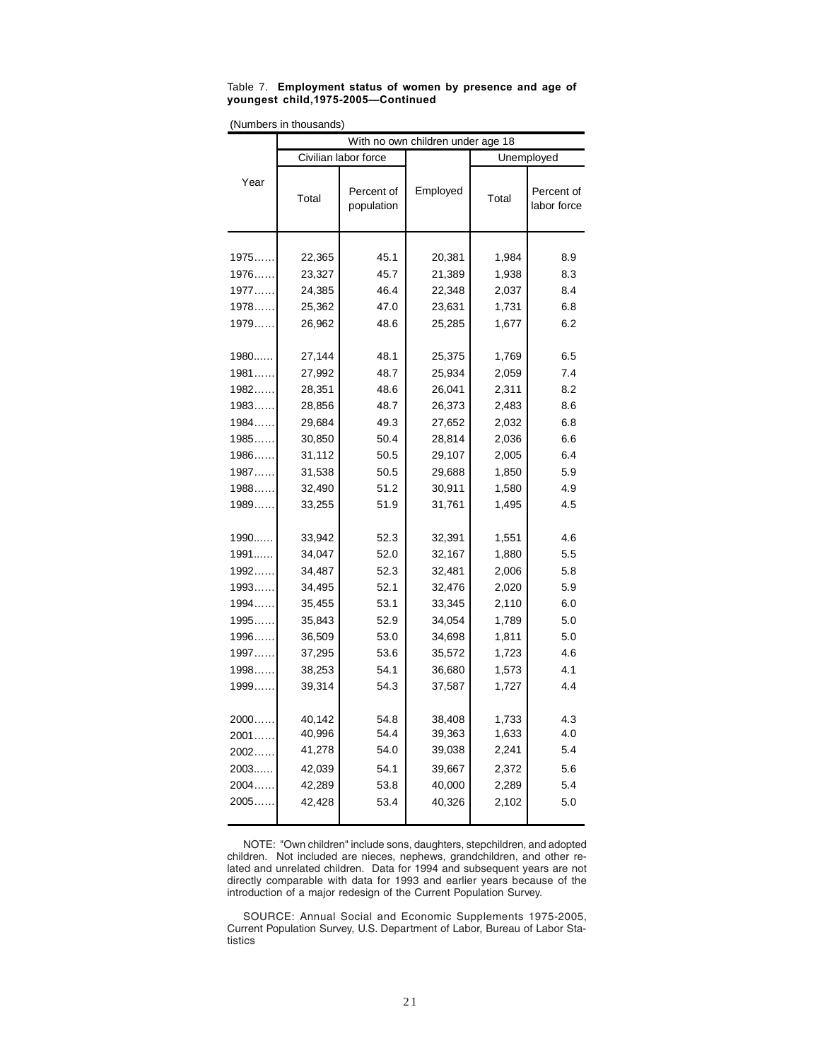Table 7. **Employment status of women by presence and age of youngest child,1975-2005—Continued**

(Numbers in thousands)

| Year | With no own children under age 18 | | | | |
|---|---|---|---|---|---|
| | Civilian labor force | | Employed | Unemployed | |
| | Total | Percent of population | | Total | Percent of labor force |
| 1975…… | 22,365 | 45.1 | 20,381 | 1,984 | 8.9 |
| 1976…… | 23,327 | 45.7 | 21,389 | 1,938 | 8.3 |
| 1977…… | 24,385 | 46.4 | 22,348 | 2,037 | 8.4 |
| 1978…… | 25,362 | 47.0 | 23,631 | 1,731 | 6.8 |
| 1979…… | 26,962 | 48.6 | 25,285 | 1,677 | 6.2 |
| 1980…… | 27,144 | 48.1 | 25,375 | 1,769 | 6.5 |
| 1981…… | 27,992 | 48.7 | 25,934 | 2,059 | 7.4 |
| 1982…… | 28,351 | 48.6 | 26,041 | 2,311 | 8.2 |
| 1983…… | 28,856 | 48.7 | 26,373 | 2,483 | 8.6 |
| 1984…… | 29,684 | 49.3 | 27,652 | 2,032 | 6.8 |
| 1985…… | 30,850 | 50.4 | 28,814 | 2,036 | 6.6 |
| 1986…… | 31,112 | 50.5 | 29,107 | 2,005 | 6.4 |
| 1987…… | 31,538 | 50.5 | 29,688 | 1,850 | 5.9 |
| 1988…… | 32,490 | 51.2 | 30,911 | 1,580 | 4.9 |
| 1989…… | 33,255 | 51.9 | 31,761 | 1,495 | 4.5 |
| 1990…… | 33,942 | 52.3 | 32,391 | 1,551 | 4.6 |
| 1991…… | 34,047 | 52.0 | 32,167 | 1,880 | 5.5 |
| 1992…… | 34,487 | 52.3 | 32,481 | 2,006 | 5.8 |
| 1993…… | 34,495 | 52.1 | 32,476 | 2,020 | 5.9 |
| 1994…… | 35,455 | 53.1 | 33,345 | 2,110 | 6.0 |
| 1995…… | 35,843 | 52.9 | 34,054 | 1,789 | 5.0 |
| 1996…… | 36,509 | 53.0 | 34,698 | 1,811 | 5.0 |
| 1997…… | 37,295 | 53.6 | 35,572 | 1,723 | 4.6 |
| 1998…… | 38,253 | 54.1 | 36,680 | 1,573 | 4.1 |
| 1999…… | 39,314 | 54.3 | 37,587 | 1,727 | 4.4 |
| 2000…… | 40,142 | 54.8 | 38,408 | 1,733 | 4.3 |
| 2001…… | 40,996 | 54.4 | 39,363 | 1,633 | 4.0 |
| 2002…… | 41,278 | 54.0 | 39,038 | 2,241 | 5.4 |
| 2003…… | 42,039 | 54.1 | 39,667 | 2,372 | 5.6 |
| 2004…… | 42,289 | 53.8 | 40,000 | 2,289 | 5.4 |
| 2005…… | 42,428 | 53.4 | 40,326 | 2,102 | 5.0 |

NOTE: "Own children" include sons, daughters, stepchildren, and adopted children. Not included are nieces, nephews, grandchildren, and other related and unrelated children. Data for 1994 and subsequent years are not directly comparable with data for 1993 and earlier years because of the introduction of a major redesign of the Current Population Survey.

SOURCE: Annual Social and Economic Supplements 1975-2005, Current Population Survey, U.S. Department of Labor, Bureau of Labor Statistics